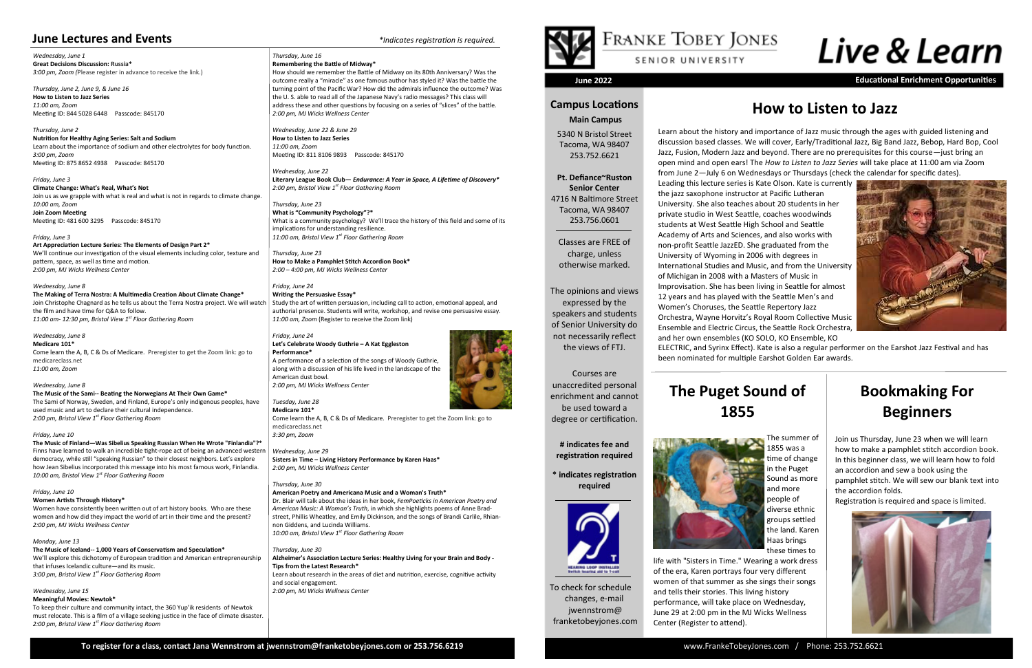## June Lectures and Events

*\*Indicates registration is required.*

*Wednesday, June 1*
**Great Decisions Discussion: Russia\***
*3:00 pm, Zoom (*Please register in advance to receive the link.)

*Thursday, June 2, June 9, & June 16*
**How to Listen to Jazz Series**
*11:00 am, Zoom*
Meeting ID: 844 5028 6448 Passcode: 845170

*Thursday, June 2*
**Nutrition for Healthy Aging Series: Salt and Sodium**
Learn about the importance of sodium and other electrolytes for body function.
*3:00 pm, Zoom*
Meeting ID: 875 8652 4938 Passcode: 845170

*Friday, June 3*
**Climate Change: What's Real, What's Not**
Join us as we grapple with what is real and what is not in regards to climate change.
*10:00 am, Zoom*
**Join Zoom Meeting**
Meeting ID: 481 600 3295 Passcode: 845170

*Friday, June 3*
**Art Appreciation Lecture Series: The Elements of Design Part 2\***
We'll continue our investigation of the visual elements including color, texture and pattern, space, as well as time and motion.
*2:00 pm, MJ Wicks Wellness Center*

*Wednesday, June 8*
**The Making of Terra Nostra: A Multimedia Creation About Climate Change\***
Join Christophe Chagnard as he tells us about the Terra Nostra project. We will watch the film and have time for Q&A to follow.
*11:00 am- 12:30 pm, Bristol View 1st Floor Gathering Room*

*Wednesday, June 8*
**Medicare 101\***
Come learn the A, B, C & Ds of Medicare. Preregister to get the Zoom link: go to medicareclass.net
*11:00 am, Zoom*

*Wednesday, June 8*
**The Music of the Sami-- Beating the Norwegians At Their Own Game\***
The Sami of Norway, Sweden, and Finland, Europe's only indigenous peoples, have used music and art to declare their cultural independence.
*2:00 pm, Bristol View 1st Floor Gathering Room*

*Friday, June 10*
**The Music of Finland—Was Sibelius Speaking Russian When He Wrote "Finlandia"?\***
Finns have learned to walk an incredible tight-rope act of being an advanced western democracy, while still "speaking Russian" to their closest neighbors. Let's explore how Jean Sibelius incorporated this message into his most famous work, Finlandia.
*10:00 am, Bristol View 1st Floor Gathering Room*

*Friday, June 10*
**Women Artists Through History\***
Women have consistently been written out of art history books. Who are these women and how did they impact the world of art in their time and the present?
*2:00 pm, MJ Wicks Wellness Center*

*Monday, June 13*
**The Music of Iceland-- 1,000 Years of Conservatism and Speculation\***
We'll explore this dichotomy of European tradition and American entrepreneurship that infuses Icelandic culture—and its music.
*3:00 pm, Bristol View 1st Floor Gathering Room*

*Wednesday, June 15*
**Meaningful Movies: Newtok\***
To keep their culture and community intact, the 360 Yup'ik residents of Newtok must relocate. This is a film of a village seeking justice in the face of climate disaster.
*2:00 pm, Bristol View 1st Floor Gathering Room*

*Thursday, June 16*
**Remembering the Battle of Midway\***
How should we remember the Battle of Midway on its 80th Anniversary? Was the outcome really a "miracle" as one famous author has styled it? Was the battle the turning point of the Pacific War? How did the admirals influence the outcome? Was the U. S. able to read all of the Japanese Navy's radio messages? This class will address these and other questions by focusing on a series of "slices" of the battle.
*2:00 pm, MJ Wicks Wellness Center*

*Wednesday, June 22 & June 29*
**How to Listen to Jazz Series**
*11:00 am, Zoom*
Meeting ID: 811 8106 9893 Passcode: 845170

*Wednesday, June 22*
**Literary League Book Club— *Endurance: A Year in Space, A Lifetime of Discovery\***
*2:00 pm, Bristol View 1st Floor Gathering Room*

*Thursday, June 23*
**What is "Community Psychology"?\***
What is a community psychology? We'll trace the history of this field and some of its implications for understanding resilience.
*11:00 am, Bristol View 1st Floor Gathering Room*

*Thursday, June 23*
**How to Make a Pamphlet Stitch Accordion Book\***
*2:00 – 4:00 pm, MJ Wicks Wellness Center*

*Friday, June 24*
**Writing the Persuasive Essay\***
Study the art of written persuasion, including call to action, emotional appeal, and authorial presence. Students will write, workshop, and revise one persuasive essay.
*11:00 am, Zoom* (Register to receive the Zoom link)

*Friday, June 24*
**Let's Celebrate Woody Guthrie – A Kat Eggleston Performance\***
A performance of a selection of the songs of Woody Guthrie, along with a discussion of his life lived in the landscape of the American dust bowl.
*2:00 pm, MJ Wicks Wellness Center*

*Tuesday, June 28*
**Medicare 101\***
Come learn the A, B, C & Ds of Medicare. Preregister to get the Zoom link: go to medicareclass.net
*3:30 pm, Zoom*

*Wednesday, June 29*
**Sisters in Time – Living History Performance by Karen Haas\***
*2:00 pm, MJ Wicks Wellness Center*

*Thursday, June 30*
**American Poetry and Americana Music and a Woman's Truth\***
Dr. Blair will talk about the ideas in her book, *FemPoetics in American Poetry and American Music: A Woman's Truth*, in which she highlights poems of Anne Bradstreet, Phillis Wheatley, and Emily Dickinson, and the songs of Brandi Carlile, Rhiannon Giddens, and Lucinda Williams.
*10:00 am, Bristol View 1st Floor Gathering Room*

*Thursday, June 30*
**Alzheimer's Association Lecture Series: Healthy Living for your Brain and Body - Tips from the Latest Research\***
Learn about research in the areas of diet and nutrition, exercise, cognitive activity and social engagement.
*2:00 pm, MJ Wicks Wellness Center*

**To register for a class, contact Jana Wennstrom at jwennstrom@franketobeyjones.com or 253.756.6219**

---

# Franke Tobey Jones Senior University

# Live & Learn

**June 2022** — **Educational Enrichment Opportunities**

### Campus Locations

**Main Campus**
5340 N Bristol Street
Tacoma, WA 98407
253.752.6621

**Pt. Defiance~Ruston Senior Center**
4716 N Baltimore Street
Tacoma, WA 98407
253.756.0601

Classes are FREE of charge, unless otherwise marked.

The opinions and views expressed by the speakers and students of Senior University do not necessarily reflect the views of FTJ.

Courses are unaccredited personal enrichment and cannot be used toward a degree or certification.

**# indicates fee and registration required**

**\* indicates registration required**

To check for schedule changes, e-mail jwennstrom@franketobeyjones.com

## How to Listen to Jazz

Learn about the history and importance of Jazz music through the ages with guided listening and discussion based classes. We will cover, Early/Traditional Jazz, Big Band Jazz, Bebop, Hard Bop, Cool Jazz, Fusion, Modern Jazz and beyond. There are no prerequisites for this course—just bring an open mind and open ears! The *How to Listen to Jazz Series* will take place at 11:00 am via Zoom from June 2—July 6 on Wednesdays or Thursdays (check the calendar for specific dates).

Leading this lecture series is Kate Olson. Kate is currently the jazz saxophone instructor at Pacific Lutheran University. She also teaches about 20 students in her private studio in West Seattle, coaches woodwinds students at West Seattle High School and Seattle Academy of Arts and Sciences, and also works with non-profit Seattle JazzED. She graduated from the University of Wyoming in 2006 with degrees in International Studies and Music, and from the University of Michigan in 2008 with a Masters of Music in Improvisation. She has been living in Seattle for almost 12 years and has played with the Seattle Men's and Women's Choruses, the Seattle Repertory Jazz Orchestra, Wayne Horvitz's Royal Room Collective Music Ensemble and Electric Circus, the Seattle Rock Orchestra, and her own ensembles (KO SOLO, KO Ensemble, KO ELECTRIC, and Syrinx Effect). Kate is also a regular performer on the Earshot Jazz Festival and has been nominated for multiple Earshot Golden Ear awards.

## The Puget Sound of 1855

The summer of 1855 was a time of change in the Puget Sound as more and more people of diverse ethnic groups settled the land. Karen Haas brings these times to life with "Sisters in Time." Wearing a work dress of the era, Karen portrays four very different women of that summer as she sings their songs and tells their stories. This living history performance, will take place on Wednesday, June 29 at 2:00 pm in the MJ Wicks Wellness Center (Register to attend).

## Bookmaking For Beginners

Join us Thursday, June 23 when we will learn how to make a pamphlet stitch accordion book. In this beginner class, we will learn how to fold an accordion and sew a book using the pamphlet stitch. We will sew our blank text into the accordion folds.
Registration is required and space is limited.

www.FrankeTobeyJones.com / Phone: 253.752.6621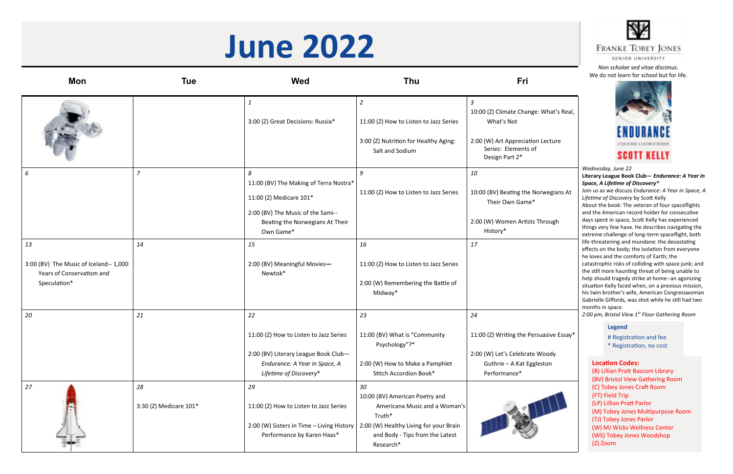# June 2022

| Mon | Tue | Wed | Thu | Fri |
| --- | --- | --- | --- | --- |
| | | *1*<br>3:00 (Z) Great Decisions: Russia* | *2*<br>11:00 (Z) How to Listen to Jazz Series<br>3:00 (Z) Nutrition for Healthy Aging: Salt and Sodium | *3*<br>10:00 (Z) Climate Change: What's Real, What's Not<br>2:00 (W) Art Appreciation Lecture Series: Elements of Design Part 2* |
| *6* | *7* | *8*<br>11:00 (BV) The Making of Terra Nostra*<br>11:00 (Z) Medicare 101*<br>2:00 (BV) The Music of the Sami--Beating the Norwegians At Their Own Game* | *9*<br>11:00 (Z) How to Listen to Jazz Series | *10*<br>10:00 (BV) Beating the Norwegians At Their Own Game*<br>2:00 (W) Women Artists Through History* |
| *13*<br>3:00 (BV) The Music of Iceland-- 1,000 Years of Conservatism and Speculation* | *14* | *15*<br>2:00 (BV) Meaningful Movies—Newtok* | *16*<br>11:00 (Z) How to Listen to Jazz Series<br>2:00 (W) Remembering the Battle of Midway* | *17* |
| *20* | *21* | *22*<br>11:00 (Z) How to Listen to Jazz Series<br>2:00 (BV) Literary League Book Club—*Endurance: A Year in Space, A Lifetime of Discovery** | *23*<br>11:00 (BV) What is "Community Psychology"?*<br>2:00 (W) How to Make a Pamphlet Stitch Accordion Book* | *24*<br>11:00 (Z) Writing the Persuasive Essay*<br>2:00 (W) Let's Celebrate Woody Guthrie – A Kat Eggleston Performance* |
| *27* | *28*<br>3:30 (Z) Medicare 101* | *29*<br>11:00 (Z) How to Listen to Jazz Series<br>2:00 (W) Sisters in Time – Living History Performance by Karen Haas* | *30*<br>10:00 (BV) American Poetry and Americana Music and a Woman's Truth*<br>2:00 (W) Healthy Living for your Brain and Body - Tips from the Latest Research* | |

FRANKE TOBEY JONES
SENIOR UNIVERSITY

*Non scholae sed vitae discimus.*
We do not learn for school but for life.

ENDURANCE
A YEAR IN SPACE, A LIFETIME OF DISCOVERY
SCOTT KELLY

*Wednesday, June 22*

**Literary League Book Club— *Endurance: A Year in Space, A Lifetime of Discovery****

Join us as we discuss *Endurance: A Year in Space, A Lifetime of Discovery* by Scott Kelly

About the book: The veteran of four spaceflights and the American record holder for consecutive days spent in space, Scott Kelly has experienced things very few have. He describes navigating the extreme challenge of long-term spaceflight, both life-threatening and mundane: the devastating effects on the body; the isolation from everyone he loves and the comforts of Earth; the catastrophic risks of colliding with space junk; and the still more haunting threat of being unable to help should tragedy strike at home--an agonizing situation Kelly faced when, on a previous mission, his twin brother's wife, American Congresswoman Gabrielle Giffords, was shot while he still had two months in space.

*2:00 pm, Bristol View 1st Floor Gathering Room*

**Legend**

- \# Registration and fee
- \* Registration, no cost

**Location Codes:**

- (B) Lillian Pratt Bascom Library
- (BV) Bristol View Gathering Room
- (C) Tobey Jones Craft Room
- (FT) Field Trip
- (LP) Lillian Pratt Parlor
- (M) Tobey Jones Multipurpose Room
- (TJ) Tobey Jones Parlor
- (W) MJ Wicks Wellness Center
- (WS) Tobey Jones Woodshop
- (Z) Zoom